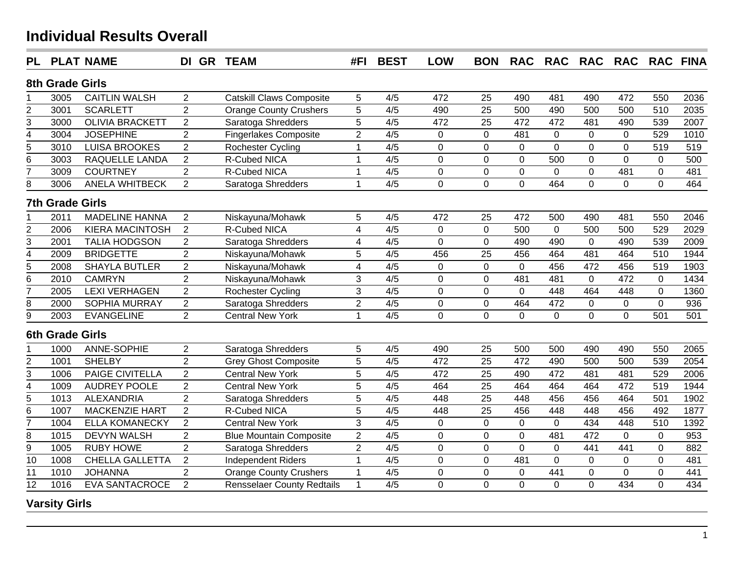# Individual Results Overall

| PL | PLAT | NAME | DI | GR | TEAM | #FI | BEST | LOW | BON | RAC | RAC | RAC | RAC | RAC | FINA |
|---|---|---|---|---|---|---|---|---|---|---|---|---|---|---|---|
| **8th Grade Girls** | | | | | | | | | | | | | | | |
| 1 | 3005 | CAITLIN WALSH | 2 | | Catskill Claws Composite | 5 | 4/5 | 472 | 25 | 490 | 481 | 490 | 472 | 550 | 2036 |
| 2 | 3001 | SCARLETT | 2 | | Orange County Crushers | 5 | 4/5 | 490 | 25 | 500 | 490 | 500 | 500 | 510 | 2035 |
| 3 | 3000 | OLIVIA BRACKETT | 2 | | Saratoga Shredders | 5 | 4/5 | 472 | 25 | 472 | 472 | 481 | 490 | 539 | 2007 |
| 4 | 3004 | JOSEPHINE | 2 | | Fingerlakes Composite | 2 | 4/5 | 0 | 0 | 481 | 0 | 0 | 0 | 529 | 1010 |
| 5 | 3010 | LUISA BROOKES | 2 | | Rochester Cycling | 1 | 4/5 | 0 | 0 | 0 | 0 | 0 | 0 | 519 | 519 |
| 6 | 3003 | RAQUELLE LANDA | 2 | | R-Cubed NICA | 1 | 4/5 | 0 | 0 | 0 | 500 | 0 | 0 | 0 | 500 |
| 7 | 3009 | COURTNEY | 2 | | R-Cubed NICA | 1 | 4/5 | 0 | 0 | 0 | 0 | 0 | 481 | 0 | 481 |
| 8 | 3006 | ANELA WHITBECK | 2 | | Saratoga Shredders | 1 | 4/5 | 0 | 0 | 0 | 464 | 0 | 0 | 0 | 464 |
| **7th Grade Girls** | | | | | | | | | | | | | | | |
| 1 | 2011 | MADELINE HANNA | 2 | | Niskayuna/Mohawk | 5 | 4/5 | 472 | 25 | 472 | 500 | 490 | 481 | 550 | 2046 |
| 2 | 2006 | KIERA MACINTOSH | 2 | | R-Cubed NICA | 4 | 4/5 | 0 | 0 | 500 | 0 | 500 | 500 | 529 | 2029 |
| 3 | 2001 | TALIA HODGSON | 2 | | Saratoga Shredders | 4 | 4/5 | 0 | 0 | 490 | 490 | 0 | 490 | 539 | 2009 |
| 4 | 2009 | BRIDGETTE | 2 | | Niskayuna/Mohawk | 5 | 4/5 | 456 | 25 | 456 | 464 | 481 | 464 | 510 | 1944 |
| 5 | 2008 | SHAYLA BUTLER | 2 | | Niskayuna/Mohawk | 4 | 4/5 | 0 | 0 | 0 | 456 | 472 | 456 | 519 | 1903 |
| 6 | 2010 | CAMRYN | 2 | | Niskayuna/Mohawk | 3 | 4/5 | 0 | 0 | 481 | 481 | 0 | 472 | 0 | 1434 |
| 7 | 2005 | LEXI VERHAGEN | 2 | | Rochester Cycling | 3 | 4/5 | 0 | 0 | 0 | 448 | 464 | 448 | 0 | 1360 |
| 8 | 2000 | SOPHIA MURRAY | 2 | | Saratoga Shredders | 2 | 4/5 | 0 | 0 | 464 | 472 | 0 | 0 | 0 | 936 |
| 9 | 2003 | EVANGELINE | 2 | | Central New York | 1 | 4/5 | 0 | 0 | 0 | 0 | 0 | 0 | 501 | 501 |
| **6th Grade Girls** | | | | | | | | | | | | | | | |
| 1 | 1000 | ANNE-SOPHIE | 2 | | Saratoga Shredders | 5 | 4/5 | 490 | 25 | 500 | 500 | 490 | 490 | 550 | 2065 |
| 2 | 1001 | SHELBY | 2 | | Grey Ghost Composite | 5 | 4/5 | 472 | 25 | 472 | 490 | 500 | 500 | 539 | 2054 |
| 3 | 1006 | PAIGE CIVITELLA | 2 | | Central New York | 5 | 4/5 | 472 | 25 | 490 | 472 | 481 | 481 | 529 | 2006 |
| 4 | 1009 | AUDREY POOLE | 2 | | Central New York | 5 | 4/5 | 464 | 25 | 464 | 464 | 464 | 472 | 519 | 1944 |
| 5 | 1013 | ALEXANDRIA | 2 | | Saratoga Shredders | 5 | 4/5 | 448 | 25 | 448 | 456 | 456 | 464 | 501 | 1902 |
| 6 | 1007 | MACKENZIE HART | 2 | | R-Cubed NICA | 5 | 4/5 | 448 | 25 | 456 | 448 | 448 | 456 | 492 | 1877 |
| 7 | 1004 | ELLA KOMANECKY | 2 | | Central New York | 3 | 4/5 | 0 | 0 | 0 | 0 | 434 | 448 | 510 | 1392 |
| 8 | 1015 | DEVYN WALSH | 2 | | Blue Mountain Composite | 2 | 4/5 | 0 | 0 | 0 | 481 | 472 | 0 | 0 | 953 |
| 9 | 1005 | RUBY HOWE | 2 | | Saratoga Shredders | 2 | 4/5 | 0 | 0 | 0 | 0 | 441 | 441 | 0 | 882 |
| 10 | 1008 | CHELLA GALLETTA | 2 | | Independent Riders | 1 | 4/5 | 0 | 0 | 481 | 0 | 0 | 0 | 0 | 481 |
| 11 | 1010 | JOHANNA | 2 | | Orange County Crushers | 1 | 4/5 | 0 | 0 | 0 | 441 | 0 | 0 | 0 | 441 |
| 12 | 1016 | EVA SANTACROCE | 2 | | Rensselaer County Redtails | 1 | 4/5 | 0 | 0 | 0 | 0 | 0 | 434 | 0 | 434 |
| **Varsity Girls** | | | | | | | | | | | | | | | |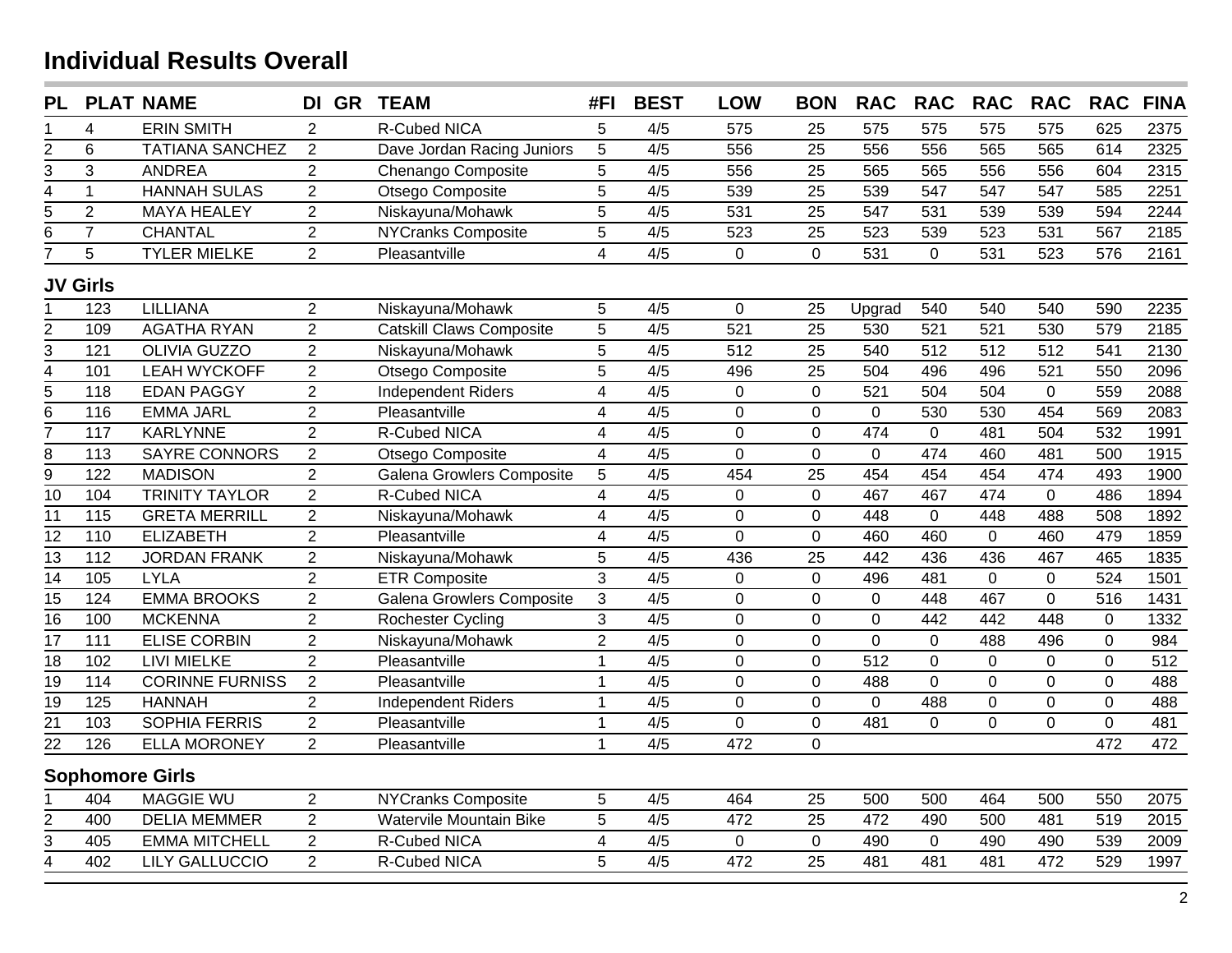## Individual Results Overall

| PL | PLAT | NAME | DI | GR | TEAM | #FI | BEST | LOW | BON | RAC | RAC | RAC | RAC | RAC | FINA |
|---|---|---|---|---|---|---|---|---|---|---|---|---|---|---|---|
| 1 | 4 | ERIN SMITH | 2 | | R-Cubed NICA | 5 | 4/5 | 575 | 25 | 575 | 575 | 575 | 575 | 625 | 2375 |
| 2 | 6 | TATIANA SANCHEZ | 2 | | Dave Jordan Racing Juniors | 5 | 4/5 | 556 | 25 | 556 | 556 | 565 | 565 | 614 | 2325 |
| 3 | 3 | ANDREA | 2 | | Chenango Composite | 5 | 4/5 | 556 | 25 | 565 | 565 | 556 | 556 | 604 | 2315 |
| 4 | 1 | HANNAH SULAS | 2 | | Otsego Composite | 5 | 4/5 | 539 | 25 | 539 | 547 | 547 | 547 | 585 | 2251 |
| 5 | 2 | MAYA HEALEY | 2 | | Niskayuna/Mohawk | 5 | 4/5 | 531 | 25 | 547 | 531 | 539 | 539 | 594 | 2244 |
| 6 | 7 | CHANTAL | 2 | | NYCranks Composite | 5 | 4/5 | 523 | 25 | 523 | 539 | 523 | 531 | 567 | 2185 |
| 7 | 5 | TYLER MIELKE | 2 | | Pleasantville | 4 | 4/5 | 0 | 0 | 531 | 0 | 531 | 523 | 576 | 2161 |

### JV Girls

| PL | PLAT | NAME | DI | GR | TEAM | #FI | BEST | LOW | BON | RAC | RAC | RAC | RAC | RAC | FINA |
|---|---|---|---|---|---|---|---|---|---|---|---|---|---|---|---|
| 1 | 123 | LILLIANA | 2 | | Niskayuna/Mohawk | 5 | 4/5 | 0 | 25 | Upgrad | 540 | 540 | 540 | 590 | 2235 |
| 2 | 109 | AGATHA RYAN | 2 | | Catskill Claws Composite | 5 | 4/5 | 521 | 25 | 530 | 521 | 521 | 530 | 579 | 2185 |
| 3 | 121 | OLIVIA GUZZO | 2 | | Niskayuna/Mohawk | 5 | 4/5 | 512 | 25 | 540 | 512 | 512 | 512 | 541 | 2130 |
| 4 | 101 | LEAH WYCKOFF | 2 | | Otsego Composite | 5 | 4/5 | 496 | 25 | 504 | 496 | 496 | 521 | 550 | 2096 |
| 5 | 118 | EDAN PAGGY | 2 | | Independent Riders | 4 | 4/5 | 0 | 0 | 521 | 504 | 504 | 0 | 559 | 2088 |
| 6 | 116 | EMMA JARL | 2 | | Pleasantville | 4 | 4/5 | 0 | 0 | 0 | 530 | 530 | 454 | 569 | 2083 |
| 7 | 117 | KARLYNNE | 2 | | R-Cubed NICA | 4 | 4/5 | 0 | 0 | 474 | 0 | 481 | 504 | 532 | 1991 |
| 8 | 113 | SAYRE CONNORS | 2 | | Otsego Composite | 4 | 4/5 | 0 | 0 | 0 | 474 | 460 | 481 | 500 | 1915 |
| 9 | 122 | MADISON | 2 | | Galena Growlers Composite | 5 | 4/5 | 454 | 25 | 454 | 454 | 454 | 474 | 493 | 1900 |
| 10 | 104 | TRINITY TAYLOR | 2 | | R-Cubed NICA | 4 | 4/5 | 0 | 0 | 467 | 467 | 474 | 0 | 486 | 1894 |
| 11 | 115 | GRETA MERRILL | 2 | | Niskayuna/Mohawk | 4 | 4/5 | 0 | 0 | 448 | 0 | 448 | 488 | 508 | 1892 |
| 12 | 110 | ELIZABETH | 2 | | Pleasantville | 4 | 4/5 | 0 | 0 | 460 | 460 | 0 | 460 | 479 | 1859 |
| 13 | 112 | JORDAN FRANK | 2 | | Niskayuna/Mohawk | 5 | 4/5 | 436 | 25 | 442 | 436 | 436 | 467 | 465 | 1835 |
| 14 | 105 | LYLA | 2 | | ETR Composite | 3 | 4/5 | 0 | 0 | 496 | 481 | 0 | 0 | 524 | 1501 |
| 15 | 124 | EMMA BROOKS | 2 | | Galena Growlers Composite | 3 | 4/5 | 0 | 0 | 0 | 448 | 467 | 0 | 516 | 1431 |
| 16 | 100 | MCKENNA | 2 | | Rochester Cycling | 3 | 4/5 | 0 | 0 | 0 | 442 | 442 | 448 | 0 | 1332 |
| 17 | 111 | ELISE CORBIN | 2 | | Niskayuna/Mohawk | 2 | 4/5 | 0 | 0 | 0 | 0 | 488 | 496 | 0 | 984 |
| 18 | 102 | LIVI MIELKE | 2 | | Pleasantville | 1 | 4/5 | 0 | 0 | 512 | 0 | 0 | 0 | 0 | 512 |
| 19 | 114 | CORINNE FURNISS | 2 | | Pleasantville | 1 | 4/5 | 0 | 0 | 488 | 0 | 0 | 0 | 0 | 488 |
| 19 | 125 | HANNAH | 2 | | Independent Riders | 1 | 4/5 | 0 | 0 | 0 | 488 | 0 | 0 | 0 | 488 |
| 21 | 103 | SOPHIA FERRIS | 2 | | Pleasantville | 1 | 4/5 | 0 | 0 | 481 | 0 | 0 | 0 | 0 | 481 |
| 22 | 126 | ELLA MORONEY | 2 | | Pleasantville | 1 | 4/5 | 472 | 0 | | | | | 472 | 472 |

### Sophomore Girls

| PL | PLAT | NAME | DI | GR | TEAM | #FI | BEST | LOW | BON | RAC | RAC | RAC | RAC | RAC | FINA |
|---|---|---|---|---|---|---|---|---|---|---|---|---|---|---|---|
| 1 | 404 | MAGGIE WU | 2 | | NYCranks Composite | 5 | 4/5 | 464 | 25 | 500 | 500 | 464 | 500 | 550 | 2075 |
| 2 | 400 | DELIA MEMMER | 2 | | Watervile Mountain Bike | 5 | 4/5 | 472 | 25 | 472 | 490 | 500 | 481 | 519 | 2015 |
| 3 | 405 | EMMA MITCHELL | 2 | | R-Cubed NICA | 4 | 4/5 | 0 | 0 | 490 | 0 | 490 | 490 | 539 | 2009 |
| 4 | 402 | LILY GALLUCCIO | 2 | | R-Cubed NICA | 5 | 4/5 | 472 | 25 | 481 | 481 | 481 | 472 | 529 | 1997 |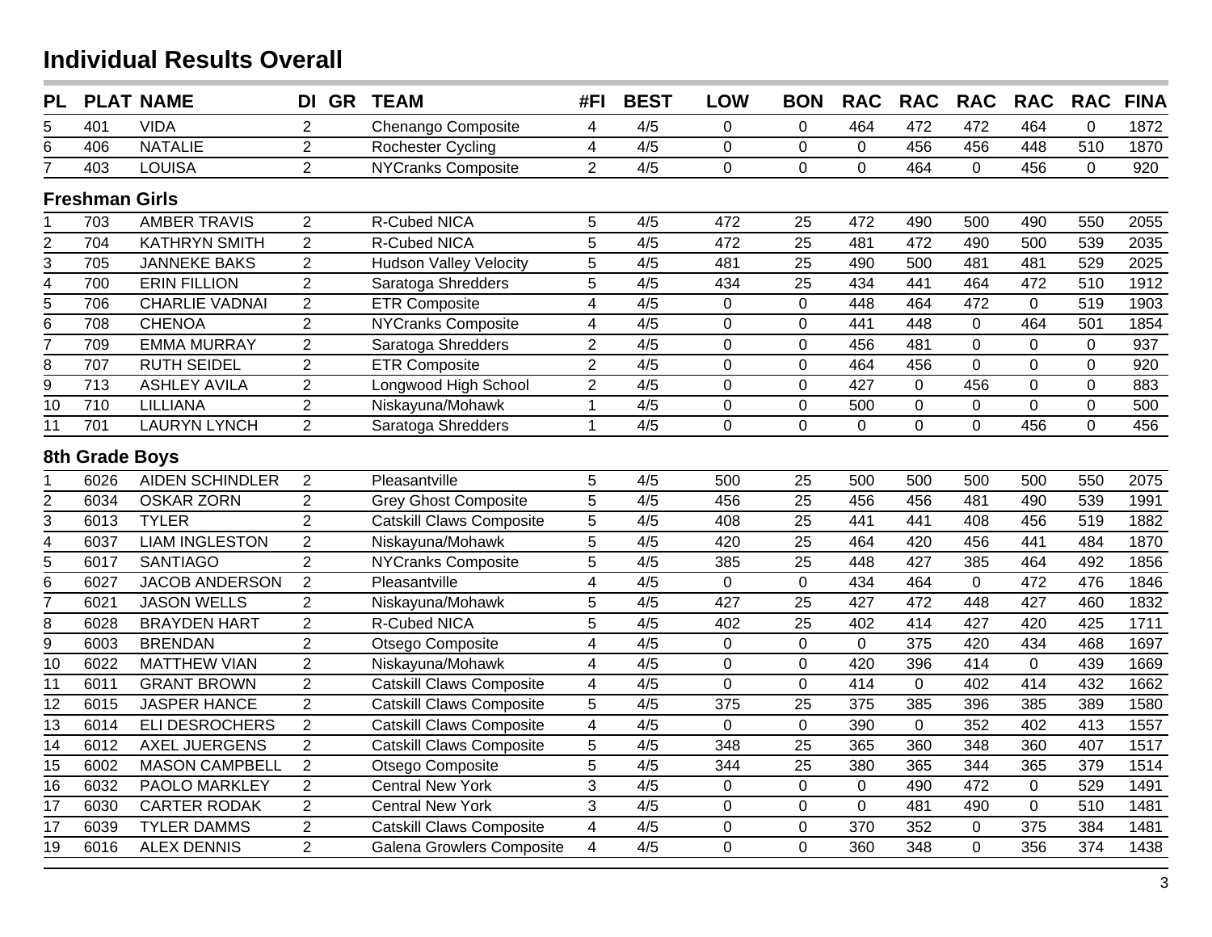# Individual Results Overall

| PL | PLAT | NAME | DI | GR | TEAM | #FI | BEST | LOW | BON | RAC | RAC | RAC | RAC | RAC | FINA |
|---|---|---|---|---|---|---|---|---|---|---|---|---|---|---|---|
| 5 | 401 | VIDA | 2 | | Chenango Composite | 4 | 4/5 | 0 | 0 | 464 | 472 | 472 | 464 | 0 | 1872 |
| 6 | 406 | NATALIE | 2 | | Rochester Cycling | 4 | 4/5 | 0 | 0 | 0 | 456 | 456 | 448 | 510 | 1870 |
| 7 | 403 | LOUISA | 2 | | NYCranks Composite | 2 | 4/5 | 0 | 0 | 0 | 464 | 0 | 456 | 0 | 920 |
| **Freshman Girls** | | | | | | | | | | | | | | | |
| 1 | 703 | AMBER TRAVIS | 2 | | R-Cubed NICA | 5 | 4/5 | 472 | 25 | 472 | 490 | 500 | 490 | 550 | 2055 |
| 2 | 704 | KATHRYN SMITH | 2 | | R-Cubed NICA | 5 | 4/5 | 472 | 25 | 481 | 472 | 490 | 500 | 539 | 2035 |
| 3 | 705 | JANNEKE BAKS | 2 | | Hudson Valley Velocity | 5 | 4/5 | 481 | 25 | 490 | 500 | 481 | 481 | 529 | 2025 |
| 4 | 700 | ERIN FILLION | 2 | | Saratoga Shredders | 5 | 4/5 | 434 | 25 | 434 | 441 | 464 | 472 | 510 | 1912 |
| 5 | 706 | CHARLIE VADNAI | 2 | | ETR Composite | 4 | 4/5 | 0 | 0 | 448 | 464 | 472 | 0 | 519 | 1903 |
| 6 | 708 | CHENOA | 2 | | NYCranks Composite | 4 | 4/5 | 0 | 0 | 441 | 448 | 0 | 464 | 501 | 1854 |
| 7 | 709 | EMMA MURRAY | 2 | | Saratoga Shredders | 2 | 4/5 | 0 | 0 | 456 | 481 | 0 | 0 | 0 | 937 |
| 8 | 707 | RUTH SEIDEL | 2 | | ETR Composite | 2 | 4/5 | 0 | 0 | 464 | 456 | 0 | 0 | 0 | 920 |
| 9 | 713 | ASHLEY AVILA | 2 | | Longwood High School | 2 | 4/5 | 0 | 0 | 427 | 0 | 456 | 0 | 0 | 883 |
| 10 | 710 | LILLIANA | 2 | | Niskayuna/Mohawk | 1 | 4/5 | 0 | 0 | 500 | 0 | 0 | 0 | 0 | 500 |
| 11 | 701 | LAURYN LYNCH | 2 | | Saratoga Shredders | 1 | 4/5 | 0 | 0 | 0 | 0 | 0 | 456 | 0 | 456 |
| **8th Grade Boys** | | | | | | | | | | | | | | | |
| 1 | 6026 | AIDEN SCHINDLER | 2 | | Pleasantville | 5 | 4/5 | 500 | 25 | 500 | 500 | 500 | 500 | 550 | 2075 |
| 2 | 6034 | OSKAR ZORN | 2 | | Grey Ghost Composite | 5 | 4/5 | 456 | 25 | 456 | 456 | 481 | 490 | 539 | 1991 |
| 3 | 6013 | TYLER | 2 | | Catskill Claws Composite | 5 | 4/5 | 408 | 25 | 441 | 441 | 408 | 456 | 519 | 1882 |
| 4 | 6037 | LIAM INGLESTON | 2 | | Niskayuna/Mohawk | 5 | 4/5 | 420 | 25 | 464 | 420 | 456 | 441 | 484 | 1870 |
| 5 | 6017 | SANTIAGO | 2 | | NYCranks Composite | 5 | 4/5 | 385 | 25 | 448 | 427 | 385 | 464 | 492 | 1856 |
| 6 | 6027 | JACOB ANDERSON | 2 | | Pleasantville | 4 | 4/5 | 0 | 0 | 434 | 464 | 0 | 472 | 476 | 1846 |
| 7 | 6021 | JASON WELLS | 2 | | Niskayuna/Mohawk | 5 | 4/5 | 427 | 25 | 427 | 472 | 448 | 427 | 460 | 1832 |
| 8 | 6028 | BRAYDEN HART | 2 | | R-Cubed NICA | 5 | 4/5 | 402 | 25 | 402 | 414 | 427 | 420 | 425 | 1711 |
| 9 | 6003 | BRENDAN | 2 | | Otsego Composite | 4 | 4/5 | 0 | 0 | 0 | 375 | 420 | 434 | 468 | 1697 |
| 10 | 6022 | MATTHEW VIAN | 2 | | Niskayuna/Mohawk | 4 | 4/5 | 0 | 0 | 420 | 396 | 414 | 0 | 439 | 1669 |
| 11 | 6011 | GRANT BROWN | 2 | | Catskill Claws Composite | 4 | 4/5 | 0 | 0 | 414 | 0 | 402 | 414 | 432 | 1662 |
| 12 | 6015 | JASPER HANCE | 2 | | Catskill Claws Composite | 5 | 4/5 | 375 | 25 | 375 | 385 | 396 | 385 | 389 | 1580 |
| 13 | 6014 | ELI DESROCHERS | 2 | | Catskill Claws Composite | 4 | 4/5 | 0 | 0 | 390 | 0 | 352 | 402 | 413 | 1557 |
| 14 | 6012 | AXEL JUERGENS | 2 | | Catskill Claws Composite | 5 | 4/5 | 348 | 25 | 365 | 360 | 348 | 360 | 407 | 1517 |
| 15 | 6002 | MASON CAMPBELL | 2 | | Otsego Composite | 5 | 4/5 | 344 | 25 | 380 | 365 | 344 | 365 | 379 | 1514 |
| 16 | 6032 | PAOLO MARKLEY | 2 | | Central New York | 3 | 4/5 | 0 | 0 | 0 | 490 | 472 | 0 | 529 | 1491 |
| 17 | 6030 | CARTER RODAK | 2 | | Central New York | 3 | 4/5 | 0 | 0 | 0 | 481 | 490 | 0 | 510 | 1481 |
| 17 | 6039 | TYLER DAMMS | 2 | | Catskill Claws Composite | 4 | 4/5 | 0 | 0 | 370 | 352 | 0 | 375 | 384 | 1481 |
| 19 | 6016 | ALEX DENNIS | 2 | | Galena Growlers Composite | 4 | 4/5 | 0 | 0 | 360 | 348 | 0 | 356 | 374 | 1438 |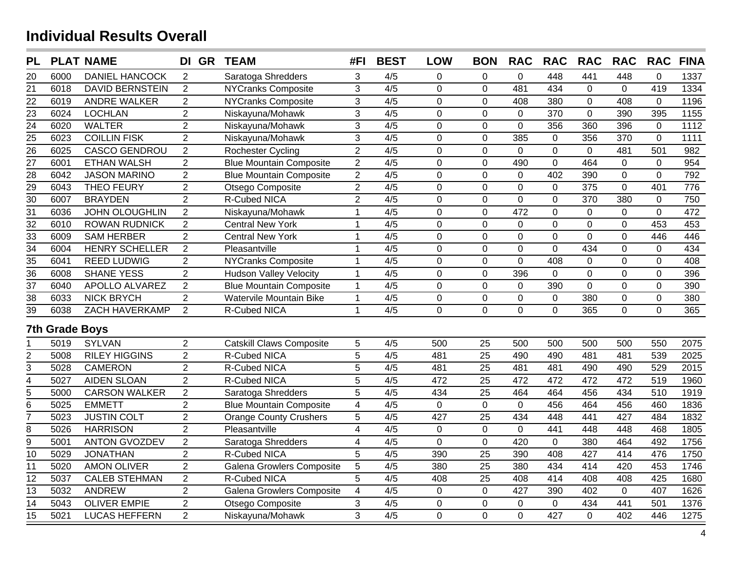## Individual Results Overall

| PL | PLAT | NAME | DI | GR | TEAM | #FI | BEST | LOW | BON | RAC | RAC | RAC | RAC | RAC | FINA |
|---|---|---|---|---|---|---|---|---|---|---|---|---|---|---|---|
| 20 | 6000 | DANIEL HANCOCK | 2 | | Saratoga Shredders | 3 | 4/5 | 0 | 0 | 0 | 448 | 441 | 448 | 0 | 1337 |
| 21 | 6018 | DAVID BERNSTEIN | 2 | | NYCranks Composite | 3 | 4/5 | 0 | 0 | 481 | 434 | 0 | 0 | 419 | 1334 |
| 22 | 6019 | ANDRE WALKER | 2 | | NYCranks Composite | 3 | 4/5 | 0 | 0 | 408 | 380 | 0 | 408 | 0 | 1196 |
| 23 | 6024 | LOCHLAN | 2 | | Niskayuna/Mohawk | 3 | 4/5 | 0 | 0 | 0 | 370 | 0 | 390 | 395 | 1155 |
| 24 | 6020 | WALTER | 2 | | Niskayuna/Mohawk | 3 | 4/5 | 0 | 0 | 0 | 356 | 360 | 396 | 0 | 1112 |
| 25 | 6023 | COILLIN FISK | 2 | | Niskayuna/Mohawk | 3 | 4/5 | 0 | 0 | 385 | 0 | 356 | 370 | 0 | 1111 |
| 26 | 6025 | CASCO GENDROU | 2 | | Rochester Cycling | 2 | 4/5 | 0 | 0 | 0 | 0 | 0 | 481 | 501 | 982 |
| 27 | 6001 | ETHAN WALSH | 2 | | Blue Mountain Composite | 2 | 4/5 | 0 | 0 | 490 | 0 | 464 | 0 | 0 | 954 |
| 28 | 6042 | JASON MARINO | 2 | | Blue Mountain Composite | 2 | 4/5 | 0 | 0 | 0 | 402 | 390 | 0 | 0 | 792 |
| 29 | 6043 | THEO FEURY | 2 | | Otsego Composite | 2 | 4/5 | 0 | 0 | 0 | 0 | 375 | 0 | 401 | 776 |
| 30 | 6007 | BRAYDEN | 2 | | R-Cubed NICA | 2 | 4/5 | 0 | 0 | 0 | 0 | 370 | 380 | 0 | 750 |
| 31 | 6036 | JOHN OLOUGHLIN | 2 | | Niskayuna/Mohawk | 1 | 4/5 | 0 | 0 | 472 | 0 | 0 | 0 | 0 | 472 |
| 32 | 6010 | ROWAN RUDNICK | 2 | | Central New York | 1 | 4/5 | 0 | 0 | 0 | 0 | 0 | 0 | 453 | 453 |
| 33 | 6009 | SAM HERBER | 2 | | Central New York | 1 | 4/5 | 0 | 0 | 0 | 0 | 0 | 0 | 446 | 446 |
| 34 | 6004 | HENRY SCHELLER | 2 | | Pleasantville | 1 | 4/5 | 0 | 0 | 0 | 0 | 434 | 0 | 0 | 434 |
| 35 | 6041 | REED LUDWIG | 2 | | NYCranks Composite | 1 | 4/5 | 0 | 0 | 0 | 408 | 0 | 0 | 0 | 408 |
| 36 | 6008 | SHANE YESS | 2 | | Hudson Valley Velocity | 1 | 4/5 | 0 | 0 | 396 | 0 | 0 | 0 | 0 | 396 |
| 37 | 6040 | APOLLO ALVAREZ | 2 | | Blue Mountain Composite | 1 | 4/5 | 0 | 0 | 0 | 390 | 0 | 0 | 0 | 390 |
| 38 | 6033 | NICK BRYCH | 2 | | Watervile Mountain Bike | 1 | 4/5 | 0 | 0 | 0 | 0 | 380 | 0 | 0 | 380 |
| 39 | 6038 | ZACH HAVERKAMP | 2 | | R-Cubed NICA | 1 | 4/5 | 0 | 0 | 0 | 0 | 365 | 0 | 0 | 365 |

### 7th Grade Boys

| PL | PLAT | NAME | DI | GR | TEAM | #FI | BEST | LOW | BON | RAC | RAC | RAC | RAC | RAC | FINA |
|---|---|---|---|---|---|---|---|---|---|---|---|---|---|---|---|
| 1 | 5019 | SYLVAN | 2 | | Catskill Claws Composite | 5 | 4/5 | 500 | 25 | 500 | 500 | 500 | 500 | 550 | 2075 |
| 2 | 5008 | RILEY HIGGINS | 2 | | R-Cubed NICA | 5 | 4/5 | 481 | 25 | 490 | 490 | 481 | 481 | 539 | 2025 |
| 3 | 5028 | CAMERON | 2 | | R-Cubed NICA | 5 | 4/5 | 481 | 25 | 481 | 481 | 490 | 490 | 529 | 2015 |
| 4 | 5027 | AIDEN SLOAN | 2 | | R-Cubed NICA | 5 | 4/5 | 472 | 25 | 472 | 472 | 472 | 472 | 519 | 1960 |
| 5 | 5000 | CARSON WALKER | 2 | | Saratoga Shredders | 5 | 4/5 | 434 | 25 | 464 | 464 | 456 | 434 | 510 | 1919 |
| 6 | 5025 | EMMETT | 2 | | Blue Mountain Composite | 4 | 4/5 | 0 | 0 | 0 | 456 | 464 | 456 | 460 | 1836 |
| 7 | 5023 | JUSTIN COLT | 2 | | Orange County Crushers | 5 | 4/5 | 427 | 25 | 434 | 448 | 441 | 427 | 484 | 1832 |
| 8 | 5026 | HARRISON | 2 | | Pleasantville | 4 | 4/5 | 0 | 0 | 0 | 441 | 448 | 448 | 468 | 1805 |
| 9 | 5001 | ANTON GVOZDEV | 2 | | Saratoga Shredders | 4 | 4/5 | 0 | 0 | 420 | 0 | 380 | 464 | 492 | 1756 |
| 10 | 5029 | JONATHAN | 2 | | R-Cubed NICA | 5 | 4/5 | 390 | 25 | 390 | 408 | 427 | 414 | 476 | 1750 |
| 11 | 5020 | AMON OLIVER | 2 | | Galena Growlers Composite | 5 | 4/5 | 380 | 25 | 380 | 434 | 414 | 420 | 453 | 1746 |
| 12 | 5037 | CALEB STEHMAN | 2 | | R-Cubed NICA | 5 | 4/5 | 408 | 25 | 408 | 414 | 408 | 408 | 425 | 1680 |
| 13 | 5032 | ANDREW | 2 | | Galena Growlers Composite | 4 | 4/5 | 0 | 0 | 427 | 390 | 402 | 0 | 407 | 1626 |
| 14 | 5043 | OLIVER EMPIE | 2 | | Otsego Composite | 3 | 4/5 | 0 | 0 | 0 | 0 | 434 | 441 | 501 | 1376 |
| 15 | 5021 | LUCAS HEFFERN | 2 | | Niskayuna/Mohawk | 3 | 4/5 | 0 | 0 | 0 | 427 | 0 | 402 | 446 | 1275 |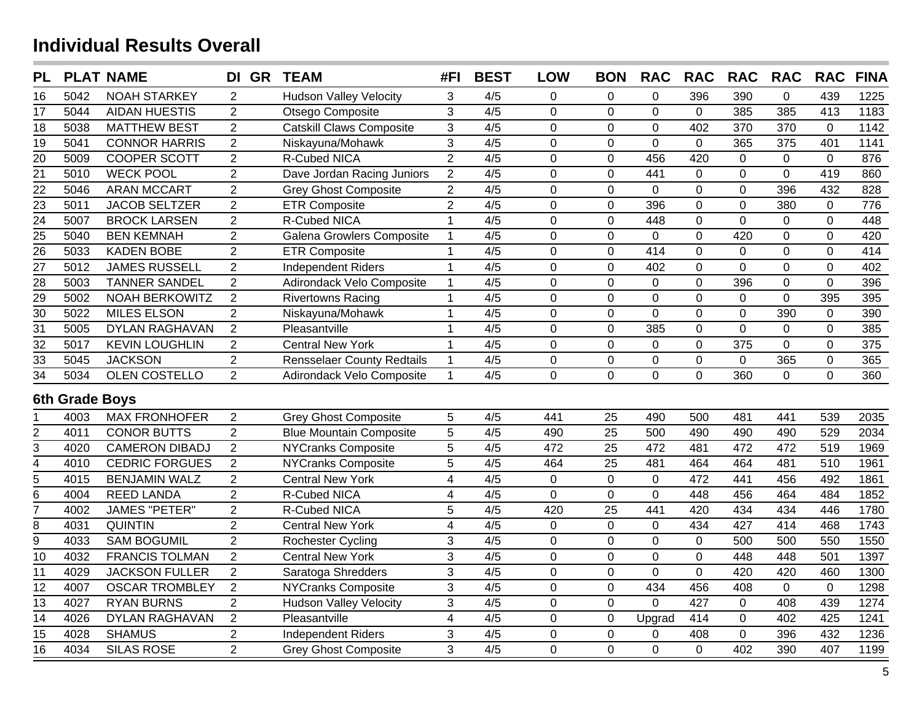# Individual Results Overall

| PL | PLAT | NAME | DI | GR | TEAM | #FI | BEST | LOW | BON | RAC | RAC | RAC | RAC | RAC | FINA |
|---|---|---|---|---|---|---|---|---|---|---|---|---|---|---|---|
| 16 | 5042 | NOAH STARKEY | 2 | | Hudson Valley Velocity | 3 | 4/5 | 0 | 0 | 0 | 396 | 390 | 0 | 439 | 1225 |
| 17 | 5044 | AIDAN HUESTIS | 2 | | Otsego Composite | 3 | 4/5 | 0 | 0 | 0 | 0 | 385 | 385 | 413 | 1183 |
| 18 | 5038 | MATTHEW BEST | 2 | | Catskill Claws Composite | 3 | 4/5 | 0 | 0 | 0 | 402 | 370 | 370 | 0 | 1142 |
| 19 | 5041 | CONNOR HARRIS | 2 | | Niskayuna/Mohawk | 3 | 4/5 | 0 | 0 | 0 | 0 | 365 | 375 | 401 | 1141 |
| 20 | 5009 | COOPER SCOTT | 2 | | R-Cubed NICA | 2 | 4/5 | 0 | 0 | 456 | 420 | 0 | 0 | 0 | 876 |
| 21 | 5010 | WECK POOL | 2 | | Dave Jordan Racing Juniors | 2 | 4/5 | 0 | 0 | 441 | 0 | 0 | 0 | 419 | 860 |
| 22 | 5046 | ARAN MCCART | 2 | | Grey Ghost Composite | 2 | 4/5 | 0 | 0 | 0 | 0 | 0 | 396 | 432 | 828 |
| 23 | 5011 | JACOB SELTZER | 2 | | ETR Composite | 2 | 4/5 | 0 | 0 | 396 | 0 | 0 | 380 | 0 | 776 |
| 24 | 5007 | BROCK LARSEN | 2 | | R-Cubed NICA | 1 | 4/5 | 0 | 0 | 448 | 0 | 0 | 0 | 0 | 448 |
| 25 | 5040 | BEN KEMNAH | 2 | | Galena Growlers Composite | 1 | 4/5 | 0 | 0 | 0 | 0 | 420 | 0 | 0 | 420 |
| 26 | 5033 | KADEN BOBE | 2 | | ETR Composite | 1 | 4/5 | 0 | 0 | 414 | 0 | 0 | 0 | 0 | 414 |
| 27 | 5012 | JAMES RUSSELL | 2 | | Independent Riders | 1 | 4/5 | 0 | 0 | 402 | 0 | 0 | 0 | 0 | 402 |
| 28 | 5003 | TANNER SANDEL | 2 | | Adirondack Velo Composite | 1 | 4/5 | 0 | 0 | 0 | 0 | 396 | 0 | 0 | 396 |
| 29 | 5002 | NOAH BERKOWITZ | 2 | | Rivertowns Racing | 1 | 4/5 | 0 | 0 | 0 | 0 | 0 | 0 | 395 | 395 |
| 30 | 5022 | MILES ELSON | 2 | | Niskayuna/Mohawk | 1 | 4/5 | 0 | 0 | 0 | 0 | 0 | 390 | 0 | 390 |
| 31 | 5005 | DYLAN RAGHAVAN | 2 | | Pleasantville | 1 | 4/5 | 0 | 0 | 385 | 0 | 0 | 0 | 0 | 385 |
| 32 | 5017 | KEVIN LOUGHLIN | 2 | | Central New York | 1 | 4/5 | 0 | 0 | 0 | 0 | 375 | 0 | 0 | 375 |
| 33 | 5045 | JACKSON | 2 | | Rensselaer County Redtails | 1 | 4/5 | 0 | 0 | 0 | 0 | 0 | 365 | 0 | 365 |
| 34 | 5034 | OLEN COSTELLO | 2 | | Adirondack Velo Composite | 1 | 4/5 | 0 | 0 | 0 | 0 | 360 | 0 | 0 | 360 |

## 6th Grade Boys

| PL | PLAT | NAME | DI | GR | TEAM | #FI | BEST | LOW | BON | RAC | RAC | RAC | RAC | RAC | FINA |
|---|---|---|---|---|---|---|---|---|---|---|---|---|---|---|---|
| 1 | 4003 | MAX FRONHOFER | 2 | | Grey Ghost Composite | 5 | 4/5 | 441 | 25 | 490 | 500 | 481 | 441 | 539 | 2035 |
| 2 | 4011 | CONOR BUTTS | 2 | | Blue Mountain Composite | 5 | 4/5 | 490 | 25 | 500 | 490 | 490 | 490 | 529 | 2034 |
| 3 | 4020 | CAMERON DIBADJ | 2 | | NYCranks Composite | 5 | 4/5 | 472 | 25 | 472 | 481 | 472 | 472 | 519 | 1969 |
| 4 | 4010 | CEDRIC FORGUES | 2 | | NYCranks Composite | 5 | 4/5 | 464 | 25 | 481 | 464 | 464 | 481 | 510 | 1961 |
| 5 | 4015 | BENJAMIN WALZ | 2 | | Central New York | 4 | 4/5 | 0 | 0 | 0 | 472 | 441 | 456 | 492 | 1861 |
| 6 | 4004 | REED LANDA | 2 | | R-Cubed NICA | 4 | 4/5 | 0 | 0 | 0 | 448 | 456 | 464 | 484 | 1852 |
| 7 | 4002 | JAMES "PETER" | 2 | | R-Cubed NICA | 5 | 4/5 | 420 | 25 | 441 | 420 | 434 | 434 | 446 | 1780 |
| 8 | 4031 | QUINTIN | 2 | | Central New York | 4 | 4/5 | 0 | 0 | 0 | 434 | 427 | 414 | 468 | 1743 |
| 9 | 4033 | SAM BOGUMIL | 2 | | Rochester Cycling | 3 | 4/5 | 0 | 0 | 0 | 0 | 500 | 500 | 550 | 1550 |
| 10 | 4032 | FRANCIS TOLMAN | 2 | | Central New York | 3 | 4/5 | 0 | 0 | 0 | 0 | 448 | 448 | 501 | 1397 |
| 11 | 4029 | JACKSON FULLER | 2 | | Saratoga Shredders | 3 | 4/5 | 0 | 0 | 0 | 0 | 420 | 420 | 460 | 1300 |
| 12 | 4007 | OSCAR TROMBLEY | 2 | | NYCranks Composite | 3 | 4/5 | 0 | 0 | 434 | 456 | 408 | 0 | 0 | 1298 |
| 13 | 4027 | RYAN BURNS | 2 | | Hudson Valley Velocity | 3 | 4/5 | 0 | 0 | 0 | 427 | 0 | 408 | 439 | 1274 |
| 14 | 4026 | DYLAN RAGHAVAN | 2 | | Pleasantville | 4 | 4/5 | 0 | 0 | Upgrad | 414 | 0 | 402 | 425 | 1241 |
| 15 | 4028 | SHAMUS | 2 | | Independent Riders | 3 | 4/5 | 0 | 0 | 0 | 408 | 0 | 396 | 432 | 1236 |
| 16 | 4034 | SILAS ROSE | 2 | | Grey Ghost Composite | 3 | 4/5 | 0 | 0 | 0 | 0 | 402 | 390 | 407 | 1199 |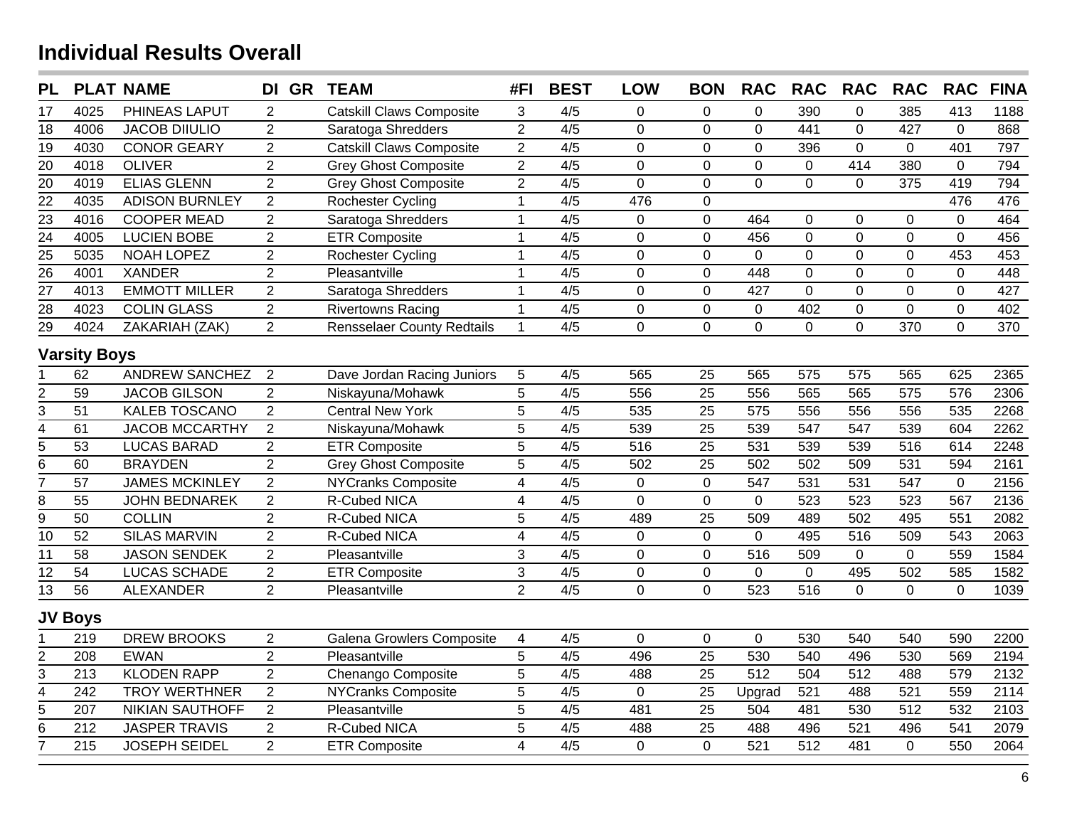# Individual Results Overall

| PL | PLAT | NAME | DI | GR | TEAM | #FI | BEST | LOW | BON | RAC | RAC | RAC | RAC | RAC | FINA |
|---|---|---|---|---|---|---|---|---|---|---|---|---|---|---|---|
| 17 | 4025 | PHINEAS LAPUT | 2 | | Catskill Claws Composite | 3 | 4/5 | 0 | 0 | 0 | 390 | 0 | 385 | 413 | 1188 |
| 18 | 4006 | JACOB DIIULIO | 2 | | Saratoga Shredders | 2 | 4/5 | 0 | 0 | 0 | 441 | 0 | 427 | 0 | 868 |
| 19 | 4030 | CONOR GEARY | 2 | | Catskill Claws Composite | 2 | 4/5 | 0 | 0 | 0 | 396 | 0 | 0 | 401 | 797 |
| 20 | 4018 | OLIVER | 2 | | Grey Ghost Composite | 2 | 4/5 | 0 | 0 | 0 | 0 | 414 | 380 | 0 | 794 |
| 20 | 4019 | ELIAS GLENN | 2 | | Grey Ghost Composite | 2 | 4/5 | 0 | 0 | 0 | 0 | 0 | 375 | 419 | 794 |
| 22 | 4035 | ADISON BURNLEY | 2 | | Rochester Cycling | 1 | 4/5 | 476 | 0 | | | | | 476 | 476 |
| 23 | 4016 | COOPER MEAD | 2 | | Saratoga Shredders | 1 | 4/5 | 0 | 0 | 464 | 0 | 0 | 0 | 0 | 464 |
| 24 | 4005 | LUCIEN BOBE | 2 | | ETR Composite | 1 | 4/5 | 0 | 0 | 456 | 0 | 0 | 0 | 0 | 456 |
| 25 | 5035 | NOAH LOPEZ | 2 | | Rochester Cycling | 1 | 4/5 | 0 | 0 | 0 | 0 | 0 | 0 | 453 | 453 |
| 26 | 4001 | XANDER | 2 | | Pleasantville | 1 | 4/5 | 0 | 0 | 448 | 0 | 0 | 0 | 0 | 448 |
| 27 | 4013 | EMMOTT MILLER | 2 | | Saratoga Shredders | 1 | 4/5 | 0 | 0 | 427 | 0 | 0 | 0 | 0 | 427 |
| 28 | 4023 | COLIN GLASS | 2 | | Rivertowns Racing | 1 | 4/5 | 0 | 0 | 0 | 402 | 0 | 0 | 0 | 402 |
| 29 | 4024 | ZAKARIAH (ZAK) | 2 | | Rensselaer County Redtails | 1 | 4/5 | 0 | 0 | 0 | 0 | 0 | 370 | 0 | 370 |

## Varsity Boys

| PL | PLAT | NAME | DI | GR | TEAM | #FI | BEST | LOW | BON | RAC | RAC | RAC | RAC | RAC | FINA |
|---|---|---|---|---|---|---|---|---|---|---|---|---|---|---|---|
| 1 | 62 | ANDREW SANCHEZ | 2 | | Dave Jordan Racing Juniors | 5 | 4/5 | 565 | 25 | 565 | 575 | 575 | 565 | 625 | 2365 |
| 2 | 59 | JACOB GILSON | 2 | | Niskayuna/Mohawk | 5 | 4/5 | 556 | 25 | 556 | 565 | 565 | 575 | 576 | 2306 |
| 3 | 51 | KALEB TOSCANO | 2 | | Central New York | 5 | 4/5 | 535 | 25 | 575 | 556 | 556 | 556 | 535 | 2268 |
| 4 | 61 | JACOB MCCARTHY | 2 | | Niskayuna/Mohawk | 5 | 4/5 | 539 | 25 | 539 | 547 | 547 | 539 | 604 | 2262 |
| 5 | 53 | LUCAS BARAD | 2 | | ETR Composite | 5 | 4/5 | 516 | 25 | 531 | 539 | 539 | 516 | 614 | 2248 |
| 6 | 60 | BRAYDEN | 2 | | Grey Ghost Composite | 5 | 4/5 | 502 | 25 | 502 | 502 | 509 | 531 | 594 | 2161 |
| 7 | 57 | JAMES MCKINLEY | 2 | | NYCranks Composite | 4 | 4/5 | 0 | 0 | 547 | 531 | 531 | 547 | 0 | 2156 |
| 8 | 55 | JOHN BEDNAREK | 2 | | R-Cubed NICA | 4 | 4/5 | 0 | 0 | 0 | 523 | 523 | 523 | 567 | 2136 |
| 9 | 50 | COLLIN | 2 | | R-Cubed NICA | 5 | 4/5 | 489 | 25 | 509 | 489 | 502 | 495 | 551 | 2082 |
| 10 | 52 | SILAS MARVIN | 2 | | R-Cubed NICA | 4 | 4/5 | 0 | 0 | 0 | 495 | 516 | 509 | 543 | 2063 |
| 11 | 58 | JASON SENDEK | 2 | | Pleasantville | 3 | 4/5 | 0 | 0 | 516 | 509 | 0 | 0 | 559 | 1584 |
| 12 | 54 | LUCAS SCHADE | 2 | | ETR Composite | 3 | 4/5 | 0 | 0 | 0 | 0 | 495 | 502 | 585 | 1582 |
| 13 | 56 | ALEXANDER | 2 | | Pleasantville | 2 | 4/5 | 0 | 0 | 523 | 516 | 0 | 0 | 0 | 1039 |

## JV Boys

| PL | PLAT | NAME | DI | GR | TEAM | #FI | BEST | LOW | BON | RAC | RAC | RAC | RAC | RAC | FINA |
|---|---|---|---|---|---|---|---|---|---|---|---|---|---|---|---|
| 1 | 219 | DREW BROOKS | 2 | | Galena Growlers Composite | 4 | 4/5 | 0 | 0 | 0 | 530 | 540 | 540 | 590 | 2200 |
| 2 | 208 | EWAN | 2 | | Pleasantville | 5 | 4/5 | 496 | 25 | 530 | 540 | 496 | 530 | 569 | 2194 |
| 3 | 213 | KLODEN RAPP | 2 | | Chenango Composite | 5 | 4/5 | 488 | 25 | 512 | 504 | 512 | 488 | 579 | 2132 |
| 4 | 242 | TROY WERTHNER | 2 | | NYCranks Composite | 5 | 4/5 | 0 | 25 | Upgrad | 521 | 488 | 521 | 559 | 2114 |
| 5 | 207 | NIKIAN SAUTHOFF | 2 | | Pleasantville | 5 | 4/5 | 481 | 25 | 504 | 481 | 530 | 512 | 532 | 2103 |
| 6 | 212 | JASPER TRAVIS | 2 | | R-Cubed NICA | 5 | 4/5 | 488 | 25 | 488 | 496 | 521 | 496 | 541 | 2079 |
| 7 | 215 | JOSEPH SEIDEL | 2 | | ETR Composite | 4 | 4/5 | 0 | 0 | 521 | 512 | 481 | 0 | 550 | 2064 |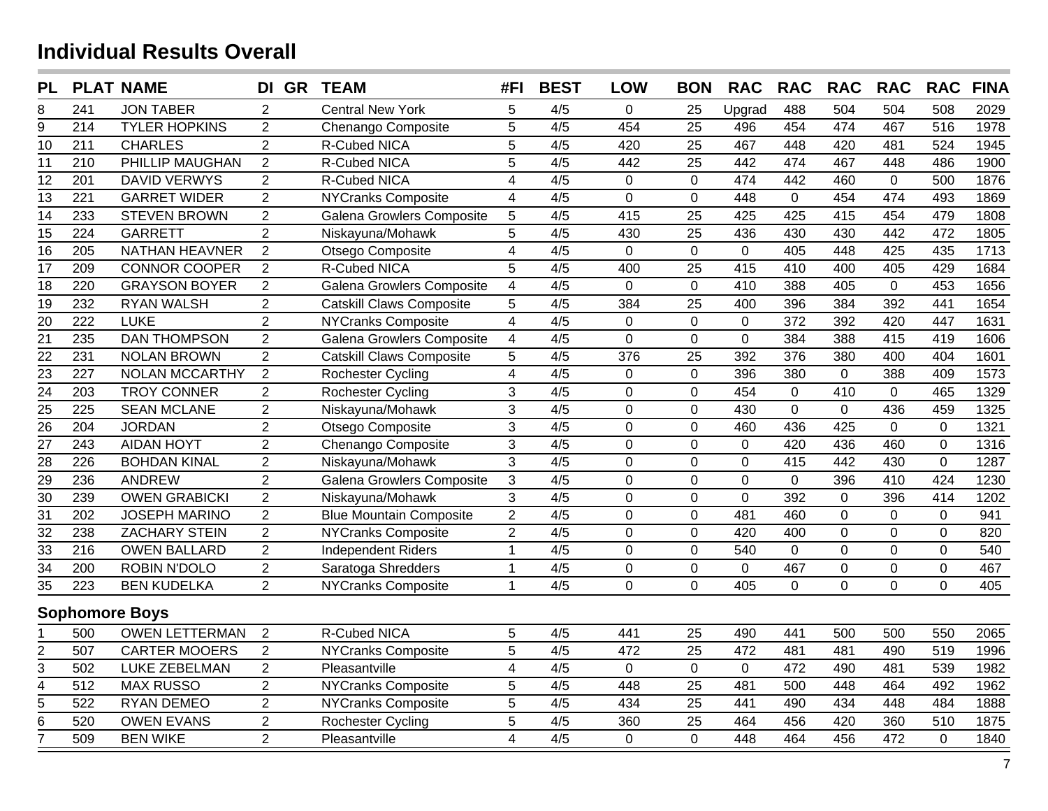# Individual Results Overall

| PL | PLAT | NAME | DI | GR | TEAM | #FI | BEST | LOW | BON | RAC | RAC | RAC | RAC | RAC | FINA |
|---|---|---|---|---|---|---|---|---|---|---|---|---|---|---|---|
| 8 | 241 | JON TABER | 2 | | Central New York | 5 | 4/5 | 0 | 25 | Upgrad | 488 | 504 | 504 | 508 | 2029 |
| 9 | 214 | TYLER HOPKINS | 2 | | Chenango Composite | 5 | 4/5 | 454 | 25 | 496 | 454 | 474 | 467 | 516 | 1978 |
| 10 | 211 | CHARLES | 2 | | R-Cubed NICA | 5 | 4/5 | 420 | 25 | 467 | 448 | 420 | 481 | 524 | 1945 |
| 11 | 210 | PHILLIP MAUGHAN | 2 | | R-Cubed NICA | 5 | 4/5 | 442 | 25 | 442 | 474 | 467 | 448 | 486 | 1900 |
| 12 | 201 | DAVID VERWYS | 2 | | R-Cubed NICA | 4 | 4/5 | 0 | 0 | 474 | 442 | 460 | 0 | 500 | 1876 |
| 13 | 221 | GARRET WIDER | 2 | | NYCranks Composite | 4 | 4/5 | 0 | 0 | 448 | 0 | 454 | 474 | 493 | 1869 |
| 14 | 233 | STEVEN BROWN | 2 | | Galena Growlers Composite | 5 | 4/5 | 415 | 25 | 425 | 425 | 415 | 454 | 479 | 1808 |
| 15 | 224 | GARRETT | 2 | | Niskayuna/Mohawk | 5 | 4/5 | 430 | 25 | 436 | 430 | 430 | 442 | 472 | 1805 |
| 16 | 205 | NATHAN HEAVNER | 2 | | Otsego Composite | 4 | 4/5 | 0 | 0 | 0 | 405 | 448 | 425 | 435 | 1713 |
| 17 | 209 | CONNOR COOPER | 2 | | R-Cubed NICA | 5 | 4/5 | 400 | 25 | 415 | 410 | 400 | 405 | 429 | 1684 |
| 18 | 220 | GRAYSON BOYER | 2 | | Galena Growlers Composite | 4 | 4/5 | 0 | 0 | 410 | 388 | 405 | 0 | 453 | 1656 |
| 19 | 232 | RYAN WALSH | 2 | | Catskill Claws Composite | 5 | 4/5 | 384 | 25 | 400 | 396 | 384 | 392 | 441 | 1654 |
| 20 | 222 | LUKE | 2 | | NYCranks Composite | 4 | 4/5 | 0 | 0 | 0 | 372 | 392 | 420 | 447 | 1631 |
| 21 | 235 | DAN THOMPSON | 2 | | Galena Growlers Composite | 4 | 4/5 | 0 | 0 | 0 | 384 | 388 | 415 | 419 | 1606 |
| 22 | 231 | NOLAN BROWN | 2 | | Catskill Claws Composite | 5 | 4/5 | 376 | 25 | 392 | 376 | 380 | 400 | 404 | 1601 |
| 23 | 227 | NOLAN MCCARTHY | 2 | | Rochester Cycling | 4 | 4/5 | 0 | 0 | 396 | 380 | 0 | 388 | 409 | 1573 |
| 24 | 203 | TROY CONNER | 2 | | Rochester Cycling | 3 | 4/5 | 0 | 0 | 454 | 0 | 410 | 0 | 465 | 1329 |
| 25 | 225 | SEAN MCLANE | 2 | | Niskayuna/Mohawk | 3 | 4/5 | 0 | 0 | 430 | 0 | 0 | 436 | 459 | 1325 |
| 26 | 204 | JORDAN | 2 | | Otsego Composite | 3 | 4/5 | 0 | 0 | 460 | 436 | 425 | 0 | 0 | 1321 |
| 27 | 243 | AIDAN HOYT | 2 | | Chenango Composite | 3 | 4/5 | 0 | 0 | 0 | 420 | 436 | 460 | 0 | 1316 |
| 28 | 226 | BOHDAN KINAL | 2 | | Niskayuna/Mohawk | 3 | 4/5 | 0 | 0 | 0 | 415 | 442 | 430 | 0 | 1287 |
| 29 | 236 | ANDREW | 2 | | Galena Growlers Composite | 3 | 4/5 | 0 | 0 | 0 | 0 | 396 | 410 | 424 | 1230 |
| 30 | 239 | OWEN GRABICKI | 2 | | Niskayuna/Mohawk | 3 | 4/5 | 0 | 0 | 0 | 392 | 0 | 396 | 414 | 1202 |
| 31 | 202 | JOSEPH MARINO | 2 | | Blue Mountain Composite | 2 | 4/5 | 0 | 0 | 481 | 460 | 0 | 0 | 0 | 941 |
| 32 | 238 | ZACHARY STEIN | 2 | | NYCranks Composite | 2 | 4/5 | 0 | 0 | 420 | 400 | 0 | 0 | 0 | 820 |
| 33 | 216 | OWEN BALLARD | 2 | | Independent Riders | 1 | 4/5 | 0 | 0 | 540 | 0 | 0 | 0 | 0 | 540 |
| 34 | 200 | ROBIN N'DOLO | 2 | | Saratoga Shredders | 1 | 4/5 | 0 | 0 | 0 | 467 | 0 | 0 | 0 | 467 |
| 35 | 223 | BEN KUDELKA | 2 | | NYCranks Composite | 1 | 4/5 | 0 | 0 | 405 | 0 | 0 | 0 | 0 | 405 |

## Sophomore Boys

| PL | PLAT | NAME | DI | GR | TEAM | #FI | BEST | LOW | BON | RAC | RAC | RAC | RAC | RAC | FINA |
|---|---|---|---|---|---|---|---|---|---|---|---|---|---|---|---|
| 1 | 500 | OWEN LETTERMAN | 2 | | R-Cubed NICA | 5 | 4/5 | 441 | 25 | 490 | 441 | 500 | 500 | 550 | 2065 |
| 2 | 507 | CARTER MOOERS | 2 | | NYCranks Composite | 5 | 4/5 | 472 | 25 | 472 | 481 | 481 | 490 | 519 | 1996 |
| 3 | 502 | LUKE ZEBELMAN | 2 | | Pleasantville | 4 | 4/5 | 0 | 0 | 0 | 472 | 490 | 481 | 539 | 1982 |
| 4 | 512 | MAX RUSSO | 2 | | NYCranks Composite | 5 | 4/5 | 448 | 25 | 481 | 500 | 448 | 464 | 492 | 1962 |
| 5 | 522 | RYAN DEMEO | 2 | | NYCranks Composite | 5 | 4/5 | 434 | 25 | 441 | 490 | 434 | 448 | 484 | 1888 |
| 6 | 520 | OWEN EVANS | 2 | | Rochester Cycling | 5 | 4/5 | 360 | 25 | 464 | 456 | 420 | 360 | 510 | 1875 |
| 7 | 509 | BEN WIKE | 2 | | Pleasantville | 4 | 4/5 | 0 | 0 | 448 | 464 | 456 | 472 | 0 | 1840 |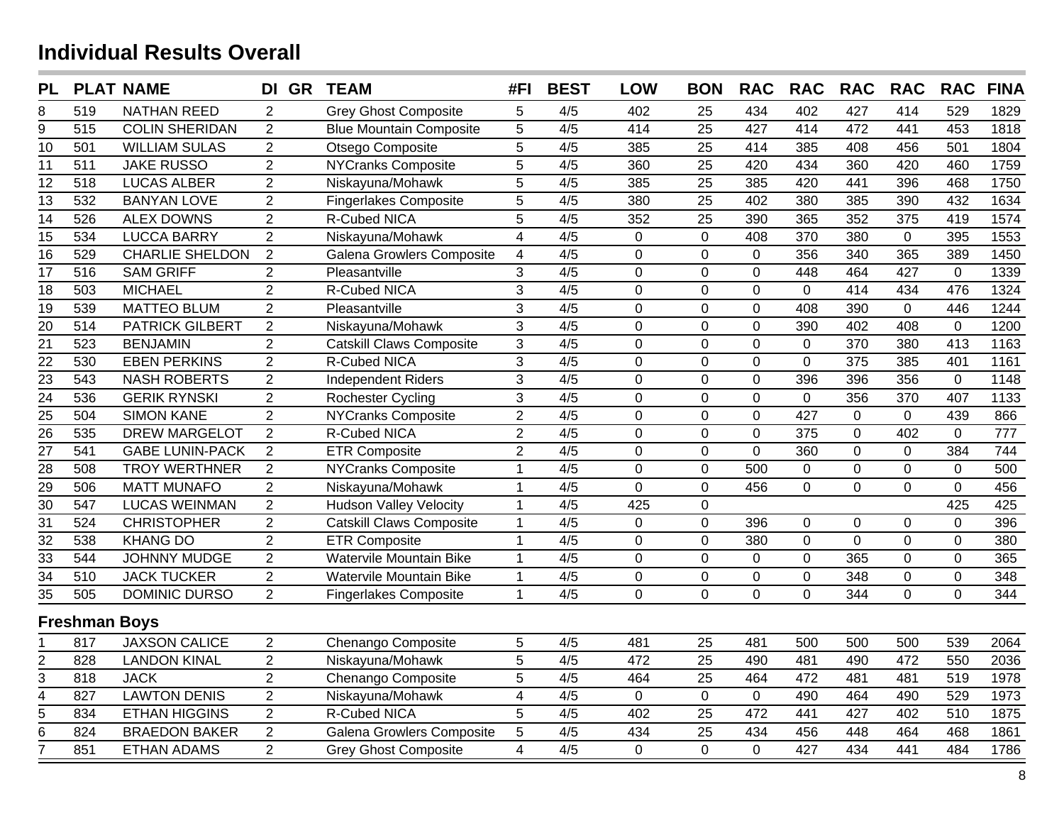# Individual Results Overall

| PL | PLAT | NAME | DI | GR | TEAM | #FI | BEST | LOW | BON | RAC | RAC | RAC | RAC | RAC | FINA |
|---|---|---|---|---|---|---|---|---|---|---|---|---|---|---|---|
| 8 | 519 | NATHAN REED | 2 | | Grey Ghost Composite | 5 | 4/5 | 402 | 25 | 434 | 402 | 427 | 414 | 529 | 1829 |
| 9 | 515 | COLIN SHERIDAN | 2 | | Blue Mountain Composite | 5 | 4/5 | 414 | 25 | 427 | 414 | 472 | 441 | 453 | 1818 |
| 10 | 501 | WILLIAM SULAS | 2 | | Otsego Composite | 5 | 4/5 | 385 | 25 | 414 | 385 | 408 | 456 | 501 | 1804 |
| 11 | 511 | JAKE RUSSO | 2 | | NYCranks Composite | 5 | 4/5 | 360 | 25 | 420 | 434 | 360 | 420 | 460 | 1759 |
| 12 | 518 | LUCAS ALBER | 2 | | Niskayuna/Mohawk | 5 | 4/5 | 385 | 25 | 385 | 420 | 441 | 396 | 468 | 1750 |
| 13 | 532 | BANYAN LOVE | 2 | | Fingerlakes Composite | 5 | 4/5 | 380 | 25 | 402 | 380 | 385 | 390 | 432 | 1634 |
| 14 | 526 | ALEX DOWNS | 2 | | R-Cubed NICA | 5 | 4/5 | 352 | 25 | 390 | 365 | 352 | 375 | 419 | 1574 |
| 15 | 534 | LUCCA BARRY | 2 | | Niskayuna/Mohawk | 4 | 4/5 | 0 | 0 | 408 | 370 | 380 | 0 | 395 | 1553 |
| 16 | 529 | CHARLIE SHELDON | 2 | | Galena Growlers Composite | 4 | 4/5 | 0 | 0 | 0 | 356 | 340 | 365 | 389 | 1450 |
| 17 | 516 | SAM GRIFF | 2 | | Pleasantville | 3 | 4/5 | 0 | 0 | 0 | 448 | 464 | 427 | 0 | 1339 |
| 18 | 503 | MICHAEL | 2 | | R-Cubed NICA | 3 | 4/5 | 0 | 0 | 0 | 0 | 414 | 434 | 476 | 1324 |
| 19 | 539 | MATTEO BLUM | 2 | | Pleasantville | 3 | 4/5 | 0 | 0 | 0 | 408 | 390 | 0 | 446 | 1244 |
| 20 | 514 | PATRICK GILBERT | 2 | | Niskayuna/Mohawk | 3 | 4/5 | 0 | 0 | 0 | 390 | 402 | 408 | 0 | 1200 |
| 21 | 523 | BENJAMIN | 2 | | Catskill Claws Composite | 3 | 4/5 | 0 | 0 | 0 | 0 | 370 | 380 | 413 | 1163 |
| 22 | 530 | EBEN PERKINS | 2 | | R-Cubed NICA | 3 | 4/5 | 0 | 0 | 0 | 0 | 375 | 385 | 401 | 1161 |
| 23 | 543 | NASH ROBERTS | 2 | | Independent Riders | 3 | 4/5 | 0 | 0 | 0 | 396 | 396 | 356 | 0 | 1148 |
| 24 | 536 | GERIK RYNSKI | 2 | | Rochester Cycling | 3 | 4/5 | 0 | 0 | 0 | 0 | 356 | 370 | 407 | 1133 |
| 25 | 504 | SIMON KANE | 2 | | NYCranks Composite | 2 | 4/5 | 0 | 0 | 0 | 427 | 0 | 0 | 439 | 866 |
| 26 | 535 | DREW MARGELOT | 2 | | R-Cubed NICA | 2 | 4/5 | 0 | 0 | 0 | 375 | 0 | 402 | 0 | 777 |
| 27 | 541 | GABE LUNIN-PACK | 2 | | ETR Composite | 2 | 4/5 | 0 | 0 | 0 | 360 | 0 | 0 | 384 | 744 |
| 28 | 508 | TROY WERTHNER | 2 | | NYCranks Composite | 1 | 4/5 | 0 | 0 | 500 | 0 | 0 | 0 | 0 | 500 |
| 29 | 506 | MATT MUNAFO | 2 | | Niskayuna/Mohawk | 1 | 4/5 | 0 | 0 | 456 | 0 | 0 | 0 | 0 | 456 |
| 30 | 547 | LUCAS WEINMAN | 2 | | Hudson Valley Velocity | 1 | 4/5 | 425 | 0 | | | | | 425 | 425 |
| 31 | 524 | CHRISTOPHER | 2 | | Catskill Claws Composite | 1 | 4/5 | 0 | 0 | 396 | 0 | 0 | 0 | 0 | 396 |
| 32 | 538 | KHANG DO | 2 | | ETR Composite | 1 | 4/5 | 0 | 0 | 380 | 0 | 0 | 0 | 0 | 380 |
| 33 | 544 | JOHNNY MUDGE | 2 | | Watervile Mountain Bike | 1 | 4/5 | 0 | 0 | 0 | 0 | 365 | 0 | 0 | 365 |
| 34 | 510 | JACK TUCKER | 2 | | Watervile Mountain Bike | 1 | 4/5 | 0 | 0 | 0 | 0 | 348 | 0 | 0 | 348 |
| 35 | 505 | DOMINIC DURSO | 2 | | Fingerlakes Composite | 1 | 4/5 | 0 | 0 | 0 | 0 | 344 | 0 | 0 | 344 |

## Freshman Boys

| PL | PLAT | NAME | DI | GR | TEAM | #FI | BEST | LOW | BON | RAC | RAC | RAC | RAC | RAC | FINA |
|---|---|---|---|---|---|---|---|---|---|---|---|---|---|---|---|
| 1 | 817 | JAXSON CALICE | 2 | | Chenango Composite | 5 | 4/5 | 481 | 25 | 481 | 500 | 500 | 500 | 539 | 2064 |
| 2 | 828 | LANDON KINAL | 2 | | Niskayuna/Mohawk | 5 | 4/5 | 472 | 25 | 490 | 481 | 490 | 472 | 550 | 2036 |
| 3 | 818 | JACK | 2 | | Chenango Composite | 5 | 4/5 | 464 | 25 | 464 | 472 | 481 | 481 | 519 | 1978 |
| 4 | 827 | LAWTON DENIS | 2 | | Niskayuna/Mohawk | 4 | 4/5 | 0 | 0 | 0 | 490 | 464 | 490 | 529 | 1973 |
| 5 | 834 | ETHAN HIGGINS | 2 | | R-Cubed NICA | 5 | 4/5 | 402 | 25 | 472 | 441 | 427 | 402 | 510 | 1875 |
| 6 | 824 | BRAEDON BAKER | 2 | | Galena Growlers Composite | 5 | 4/5 | 434 | 25 | 434 | 456 | 448 | 464 | 468 | 1861 |
| 7 | 851 | ETHAN ADAMS | 2 | | Grey Ghost Composite | 4 | 4/5 | 0 | 0 | 0 | 427 | 434 | 441 | 484 | 1786 |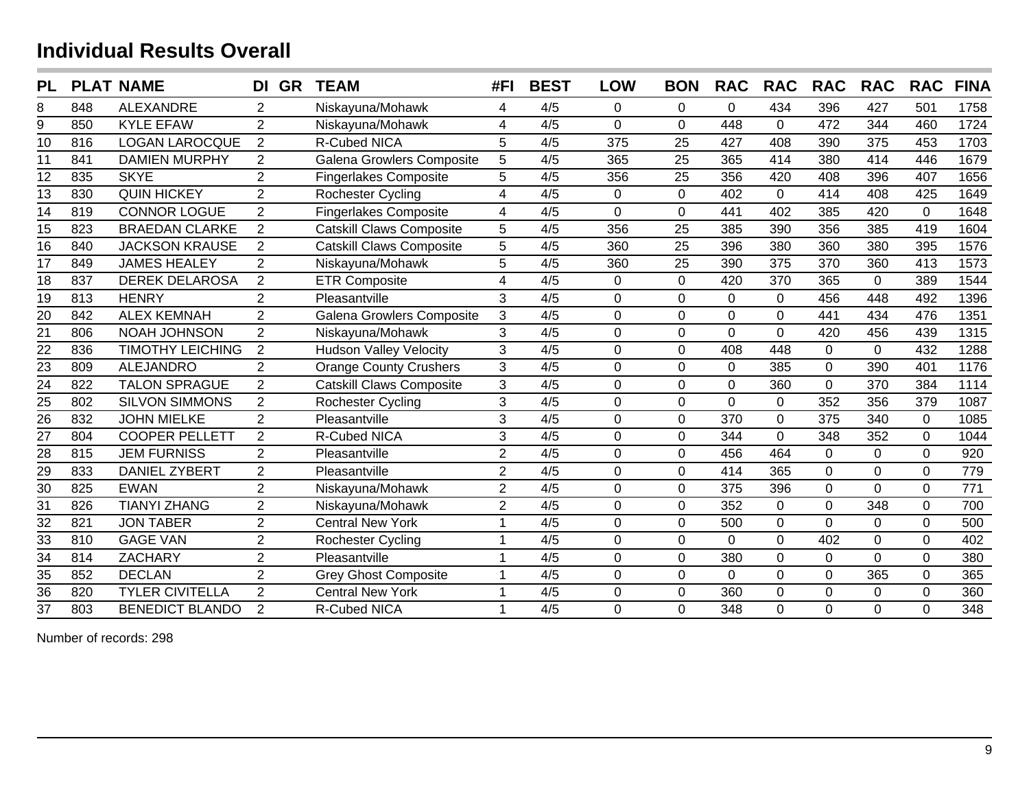## Individual Results Overall

| PL | PLAT | NAME | DI | GR | TEAM | #FI | BEST | LOW | BON | RAC | RAC | RAC | RAC | RAC | FINA |
|---|---|---|---|---|---|---|---|---|---|---|---|---|---|---|---|
| 8 | 848 | ALEXANDRE | 2 | | Niskayuna/Mohawk | 4 | 4/5 | 0 | 0 | 0 | 434 | 396 | 427 | 501 | 1758 |
| 9 | 850 | KYLE EFAW | 2 | | Niskayuna/Mohawk | 4 | 4/5 | 0 | 0 | 448 | 0 | 472 | 344 | 460 | 1724 |
| 10 | 816 | LOGAN LAROCQUE | 2 | | R-Cubed NICA | 5 | 4/5 | 375 | 25 | 427 | 408 | 390 | 375 | 453 | 1703 |
| 11 | 841 | DAMIEN MURPHY | 2 | | Galena Growlers Composite | 5 | 4/5 | 365 | 25 | 365 | 414 | 380 | 414 | 446 | 1679 |
| 12 | 835 | SKYE | 2 | | Fingerlakes Composite | 5 | 4/5 | 356 | 25 | 356 | 420 | 408 | 396 | 407 | 1656 |
| 13 | 830 | QUIN HICKEY | 2 | | Rochester Cycling | 4 | 4/5 | 0 | 0 | 402 | 0 | 414 | 408 | 425 | 1649 |
| 14 | 819 | CONNOR LOGUE | 2 | | Fingerlakes Composite | 4 | 4/5 | 0 | 0 | 441 | 402 | 385 | 420 | 0 | 1648 |
| 15 | 823 | BRAEDAN CLARKE | 2 | | Catskill Claws Composite | 5 | 4/5 | 356 | 25 | 385 | 390 | 356 | 385 | 419 | 1604 |
| 16 | 840 | JACKSON KRAUSE | 2 | | Catskill Claws Composite | 5 | 4/5 | 360 | 25 | 396 | 380 | 360 | 380 | 395 | 1576 |
| 17 | 849 | JAMES HEALEY | 2 | | Niskayuna/Mohawk | 5 | 4/5 | 360 | 25 | 390 | 375 | 370 | 360 | 413 | 1573 |
| 18 | 837 | DEREK DELAROSA | 2 | | ETR Composite | 4 | 4/5 | 0 | 0 | 420 | 370 | 365 | 0 | 389 | 1544 |
| 19 | 813 | HENRY | 2 | | Pleasantville | 3 | 4/5 | 0 | 0 | 0 | 0 | 456 | 448 | 492 | 1396 |
| 20 | 842 | ALEX KEMNAH | 2 | | Galena Growlers Composite | 3 | 4/5 | 0 | 0 | 0 | 0 | 441 | 434 | 476 | 1351 |
| 21 | 806 | NOAH JOHNSON | 2 | | Niskayuna/Mohawk | 3 | 4/5 | 0 | 0 | 0 | 0 | 420 | 456 | 439 | 1315 |
| 22 | 836 | TIMOTHY LEICHING | 2 | | Hudson Valley Velocity | 3 | 4/5 | 0 | 0 | 408 | 448 | 0 | 0 | 432 | 1288 |
| 23 | 809 | ALEJANDRO | 2 | | Orange County Crushers | 3 | 4/5 | 0 | 0 | 0 | 385 | 0 | 390 | 401 | 1176 |
| 24 | 822 | TALON SPRAGUE | 2 | | Catskill Claws Composite | 3 | 4/5 | 0 | 0 | 0 | 360 | 0 | 370 | 384 | 1114 |
| 25 | 802 | SILVON SIMMONS | 2 | | Rochester Cycling | 3 | 4/5 | 0 | 0 | 0 | 0 | 352 | 356 | 379 | 1087 |
| 26 | 832 | JOHN MIELKE | 2 | | Pleasantville | 3 | 4/5 | 0 | 0 | 370 | 0 | 375 | 340 | 0 | 1085 |
| 27 | 804 | COOPER PELLETT | 2 | | R-Cubed NICA | 3 | 4/5 | 0 | 0 | 344 | 0 | 348 | 352 | 0 | 1044 |
| 28 | 815 | JEM FURNISS | 2 | | Pleasantville | 2 | 4/5 | 0 | 0 | 456 | 464 | 0 | 0 | 0 | 920 |
| 29 | 833 | DANIEL ZYBERT | 2 | | Pleasantville | 2 | 4/5 | 0 | 0 | 414 | 365 | 0 | 0 | 0 | 779 |
| 30 | 825 | EWAN | 2 | | Niskayuna/Mohawk | 2 | 4/5 | 0 | 0 | 375 | 396 | 0 | 0 | 0 | 771 |
| 31 | 826 | TIANYI ZHANG | 2 | | Niskayuna/Mohawk | 2 | 4/5 | 0 | 0 | 352 | 0 | 0 | 348 | 0 | 700 |
| 32 | 821 | JON TABER | 2 | | Central New York | 1 | 4/5 | 0 | 0 | 500 | 0 | 0 | 0 | 0 | 500 |
| 33 | 810 | GAGE VAN | 2 | | Rochester Cycling | 1 | 4/5 | 0 | 0 | 0 | 0 | 402 | 0 | 0 | 402 |
| 34 | 814 | ZACHARY | 2 | | Pleasantville | 1 | 4/5 | 0 | 0 | 380 | 0 | 0 | 0 | 0 | 380 |
| 35 | 852 | DECLAN | 2 | | Grey Ghost Composite | 1 | 4/5 | 0 | 0 | 0 | 0 | 0 | 365 | 0 | 365 |
| 36 | 820 | TYLER CIVITELLA | 2 | | Central New York | 1 | 4/5 | 0 | 0 | 360 | 0 | 0 | 0 | 0 | 360 |
| 37 | 803 | BENEDICT BLANDO | 2 | | R-Cubed NICA | 1 | 4/5 | 0 | 0 | 348 | 0 | 0 | 0 | 0 | 348 |

Number of records: 298